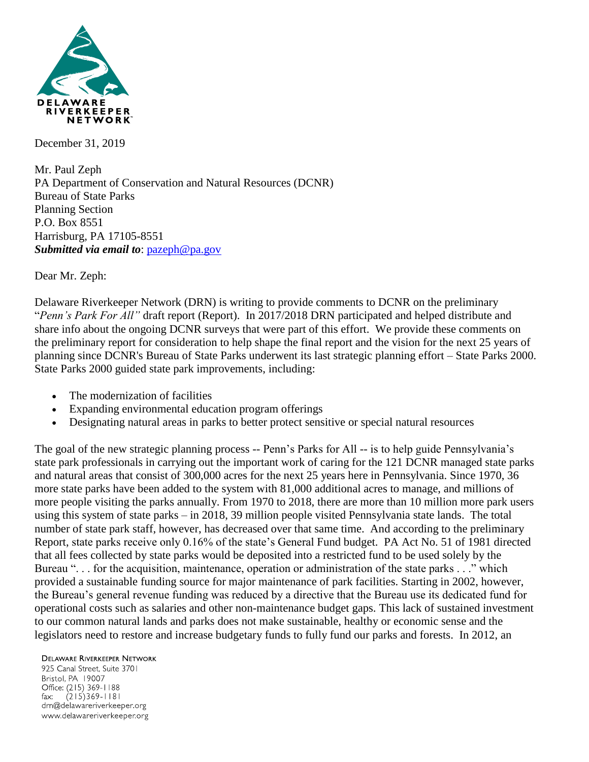December 31, 2019

Mr. Paul Zeph
PA Department of Conservation and Natural Resources (DCNR)
Bureau of State Parks
Planning Section
P.O. Box 8551
Harrisburg, PA 17105-8551
***Submitted via email to***: pazeph@pa.gov

Dear Mr. Zeph:

Delaware Riverkeeper Network (DRN) is writing to provide comments to DCNR on the preliminary "*Penn's Park For All"* draft report (Report). In 2017/2018 DRN participated and helped distribute and share info about the ongoing DCNR surveys that were part of this effort. We provide these comments on the preliminary report for consideration to help shape the final report and the vision for the next 25 years of planning since DCNR's Bureau of State Parks underwent its last strategic planning effort – State Parks 2000. State Parks 2000 guided state park improvements, including:

- The modernization of facilities
- Expanding environmental education program offerings
- Designating natural areas in parks to better protect sensitive or special natural resources

The goal of the new strategic planning process -- Penn's Parks for All -- is to help guide Pennsylvania's state park professionals in carrying out the important work of caring for the 121 DCNR managed state parks and natural areas that consist of 300,000 acres for the next 25 years here in Pennsylvania. Since 1970, 36 more state parks have been added to the system with 81,000 additional acres to manage, and millions of more people visiting the parks annually. From 1970 to 2018, there are more than 10 million more park users using this system of state parks – in 2018, 39 million people visited Pennsylvania state lands. The total number of state park staff, however, has decreased over that same time. And according to the preliminary Report, state parks receive only 0.16% of the state's General Fund budget. PA Act No. 51 of 1981 directed that all fees collected by state parks would be deposited into a restricted fund to be used solely by the Bureau ". . . for the acquisition, maintenance, operation or administration of the state parks . . ." which provided a sustainable funding source for major maintenance of park facilities. Starting in 2002, however, the Bureau's general revenue funding was reduced by a directive that the Bureau use its dedicated fund for operational costs such as salaries and other non-maintenance budget gaps. This lack of sustained investment to our common natural lands and parks does not make sustainable, healthy or economic sense and the legislators need to restore and increase budgetary funds to fully fund our parks and forests. In 2012, an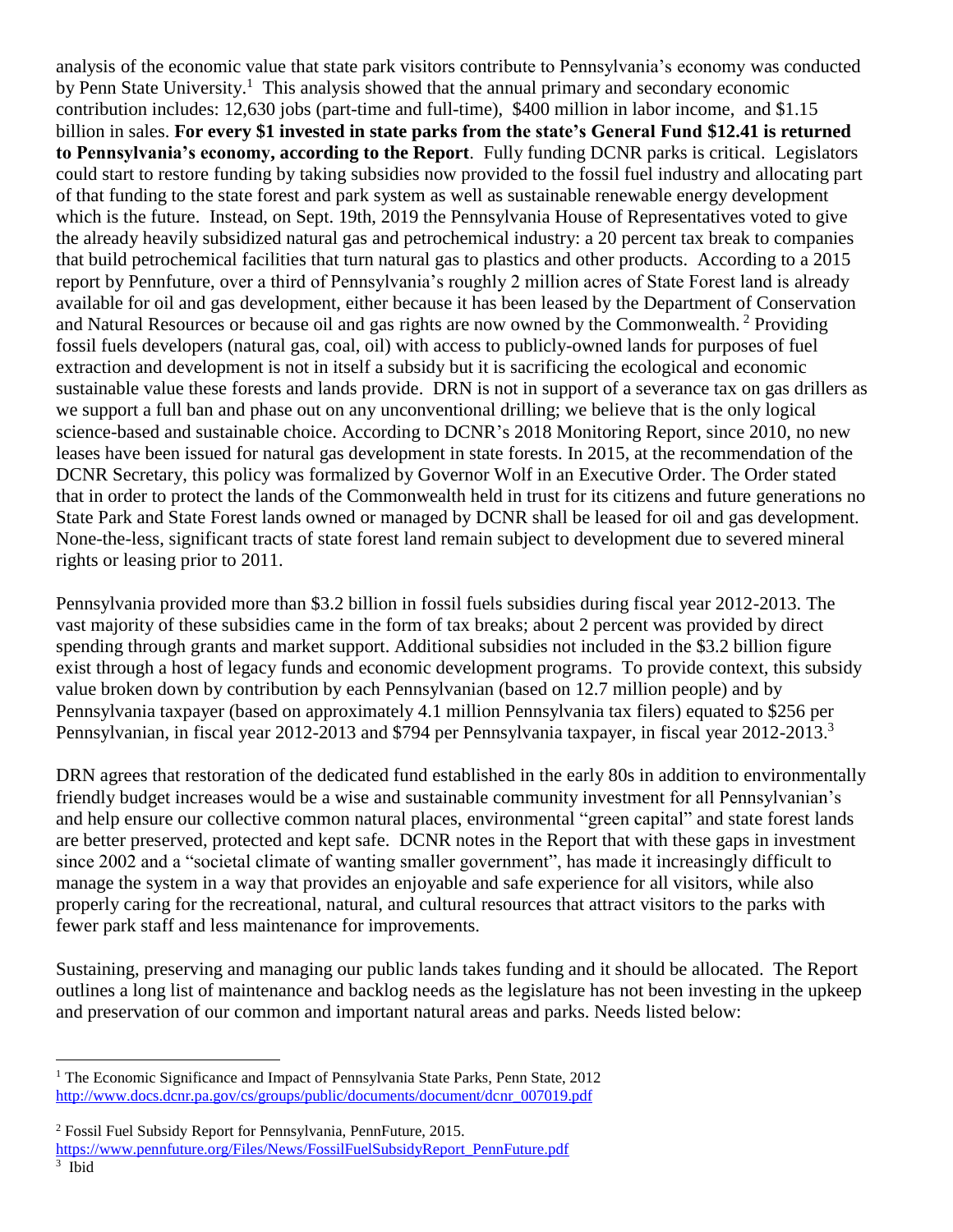analysis of the economic value that state park visitors contribute to Pennsylvania's economy was conducted by Penn State University.[1] This analysis showed that the annual primary and secondary economic contribution includes: 12,630 jobs (part-time and full-time), $400 million in labor income, and $1.15 billion in sales. **For every $1 invested in state parks from the state's General Fund $12.41 is returned to Pennsylvania's economy, according to the Report**. Fully funding DCNR parks is critical. Legislators could start to restore funding by taking subsidies now provided to the fossil fuel industry and allocating part of that funding to the state forest and park system as well as sustainable renewable energy development which is the future. Instead, on Sept. 19th, 2019 the Pennsylvania House of Representatives voted to give the already heavily subsidized natural gas and petrochemical industry: a 20 percent tax break to companies that build petrochemical facilities that turn natural gas to plastics and other products. According to a 2015 report by Pennfuture, over a third of Pennsylvania's roughly 2 million acres of State Forest land is already available for oil and gas development, either because it has been leased by the Department of Conservation and Natural Resources or because oil and gas rights are now owned by the Commonwealth.[2] Providing fossil fuels developers (natural gas, coal, oil) with access to publicly-owned lands for purposes of fuel extraction and development is not in itself a subsidy but it is sacrificing the ecological and economic sustainable value these forests and lands provide. DRN is not in support of a severance tax on gas drillers as we support a full ban and phase out on any unconventional drilling; we believe that is the only logical science-based and sustainable choice. According to DCNR's 2018 Monitoring Report, since 2010, no new leases have been issued for natural gas development in state forests. In 2015, at the recommendation of the DCNR Secretary, this policy was formalized by Governor Wolf in an Executive Order. The Order stated that in order to protect the lands of the Commonwealth held in trust for its citizens and future generations no State Park and State Forest lands owned or managed by DCNR shall be leased for oil and gas development. None-the-less, significant tracts of state forest land remain subject to development due to severed mineral rights or leasing prior to 2011.

Pennsylvania provided more than $3.2 billion in fossil fuels subsidies during fiscal year 2012-2013. The vast majority of these subsidies came in the form of tax breaks; about 2 percent was provided by direct spending through grants and market support. Additional subsidies not included in the $3.2 billion figure exist through a host of legacy funds and economic development programs. To provide context, this subsidy value broken down by contribution by each Pennsylvanian (based on 12.7 million people) and by Pennsylvania taxpayer (based on approximately 4.1 million Pennsylvania tax filers) equated to $256 per Pennsylvanian, in fiscal year 2012-2013 and $794 per Pennsylvania taxpayer, in fiscal year 2012-2013.[3]

DRN agrees that restoration of the dedicated fund established in the early 80s in addition to environmentally friendly budget increases would be a wise and sustainable community investment for all Pennsylvanian's and help ensure our collective common natural places, environmental "green capital" and state forest lands are better preserved, protected and kept safe. DCNR notes in the Report that with these gaps in investment since 2002 and a "societal climate of wanting smaller government", has made it increasingly difficult to manage the system in a way that provides an enjoyable and safe experience for all visitors, while also properly caring for the recreational, natural, and cultural resources that attract visitors to the parks with fewer park staff and less maintenance for improvements.

Sustaining, preserving and managing our public lands takes funding and it should be allocated. The Report outlines a long list of maintenance and backlog needs as the legislature has not been investing in the upkeep and preservation of our common and important natural areas and parks. Needs listed below:

---

[1] The Economic Significance and Impact of Pennsylvania State Parks, Penn State, 2012 http://www.docs.dcnr.pa.gov/cs/groups/public/documents/document/dcnr_007019.pdf

[2] Fossil Fuel Subsidy Report for Pennsylvania, PennFuture, 2015. https://www.pennfuture.org/Files/News/FossilFuelSubsidyReport_PennFuture.pdf

[3] Ibid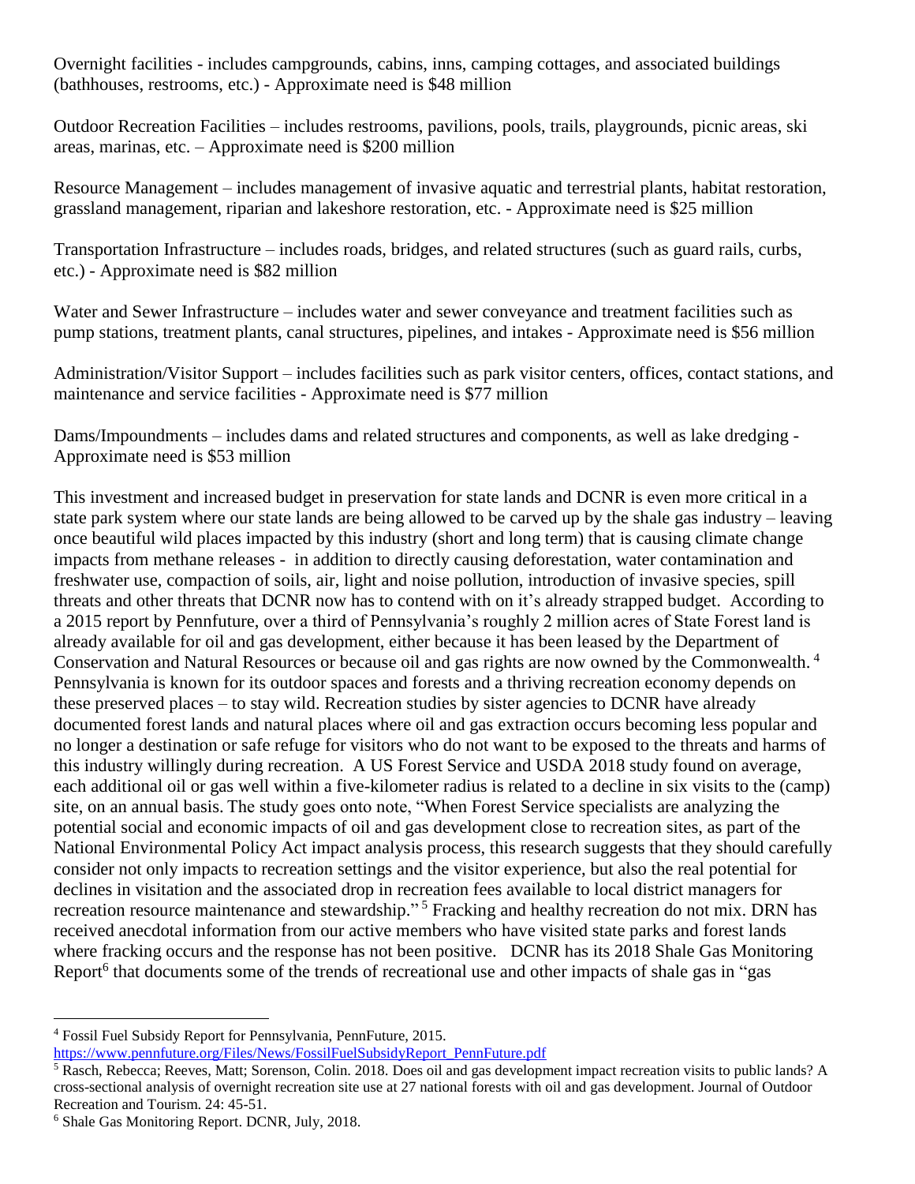Overnight facilities - includes campgrounds, cabins, inns, camping cottages, and associated buildings (bathhouses, restrooms, etc.) - Approximate need is $48 million

Outdoor Recreation Facilities – includes restrooms, pavilions, pools, trails, playgrounds, picnic areas, ski areas, marinas, etc. – Approximate need is $200 million

Resource Management – includes management of invasive aquatic and terrestrial plants, habitat restoration, grassland management, riparian and lakeshore restoration, etc. - Approximate need is $25 million

Transportation Infrastructure – includes roads, bridges, and related structures (such as guard rails, curbs, etc.) - Approximate need is $82 million

Water and Sewer Infrastructure – includes water and sewer conveyance and treatment facilities such as pump stations, treatment plants, canal structures, pipelines, and intakes - Approximate need is $56 million

Administration/Visitor Support – includes facilities such as park visitor centers, offices, contact stations, and maintenance and service facilities - Approximate need is $77 million

Dams/Impoundments – includes dams and related structures and components, as well as lake dredging - Approximate need is $53 million

This investment and increased budget in preservation for state lands and DCNR is even more critical in a state park system where our state lands are being allowed to be carved up by the shale gas industry – leaving once beautiful wild places impacted by this industry (short and long term) that is causing climate change impacts from methane releases - in addition to directly causing deforestation, water contamination and freshwater use, compaction of soils, air, light and noise pollution, introduction of invasive species, spill threats and other threats that DCNR now has to contend with on it's already strapped budget. According to a 2015 report by Pennfuture, over a third of Pennsylvania's roughly 2 million acres of State Forest land is already available for oil and gas development, either because it has been leased by the Department of Conservation and Natural Resources or because oil and gas rights are now owned by the Commonwealth. [4] Pennsylvania is known for its outdoor spaces and forests and a thriving recreation economy depends on these preserved places – to stay wild. Recreation studies by sister agencies to DCNR have already documented forest lands and natural places where oil and gas extraction occurs becoming less popular and no longer a destination or safe refuge for visitors who do not want to be exposed to the threats and harms of this industry willingly during recreation. A US Forest Service and USDA 2018 study found on average, each additional oil or gas well within a five-kilometer radius is related to a decline in six visits to the (camp) site, on an annual basis. The study goes onto note, "When Forest Service specialists are analyzing the potential social and economic impacts of oil and gas development close to recreation sites, as part of the National Environmental Policy Act impact analysis process, this research suggests that they should carefully consider not only impacts to recreation settings and the visitor experience, but also the real potential for declines in visitation and the associated drop in recreation fees available to local district managers for recreation resource maintenance and stewardship." [5] Fracking and healthy recreation do not mix. DRN has received anecdotal information from our active members who have visited state parks and forest lands where fracking occurs and the response has not been positive. DCNR has its 2018 Shale Gas Monitoring Report[6] that documents some of the trends of recreational use and other impacts of shale gas in "gas

---

[4] Fossil Fuel Subsidy Report for Pennsylvania, PennFuture, 2015. https://www.pennfuture.org/Files/News/FossilFuelSubsidyReport_PennFuture.pdf

[5] Rasch, Rebecca; Reeves, Matt; Sorenson, Colin. 2018. Does oil and gas development impact recreation visits to public lands? A cross-sectional analysis of overnight recreation site use at 27 national forests with oil and gas development. Journal of Outdoor Recreation and Tourism. 24: 45-51.

[6] Shale Gas Monitoring Report. DCNR, July, 2018.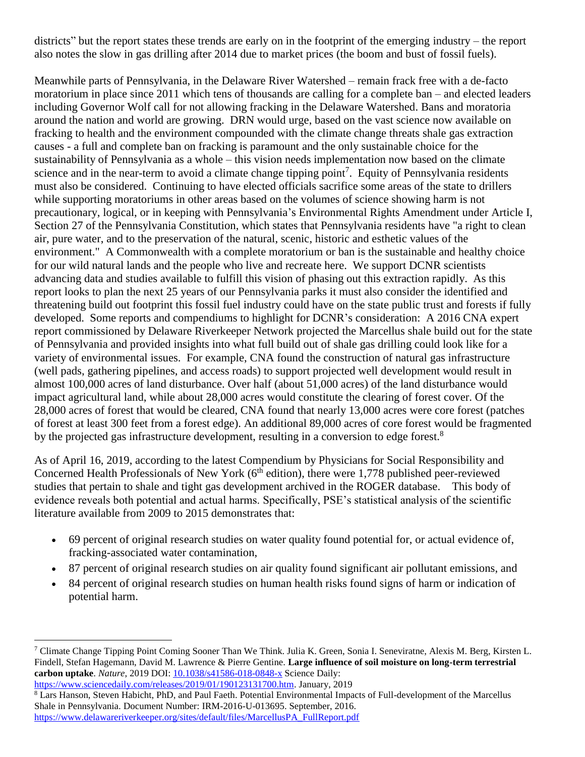districts" but the report states these trends are early on in the footprint of the emerging industry – the report also notes the slow in gas drilling after 2014 due to market prices (the boom and bust of fossil fuels).

Meanwhile parts of Pennsylvania, in the Delaware River Watershed – remain frack free with a de-facto moratorium in place since 2011 which tens of thousands are calling for a complete ban – and elected leaders including Governor Wolf call for not allowing fracking in the Delaware Watershed. Bans and moratoria around the nation and world are growing. DRN would urge, based on the vast science now available on fracking to health and the environment compounded with the climate change threats shale gas extraction causes - a full and complete ban on fracking is paramount and the only sustainable choice for the sustainability of Pennsylvania as a whole – this vision needs implementation now based on the climate science and in the near-term to avoid a climate change tipping point[7]. Equity of Pennsylvania residents must also be considered. Continuing to have elected officials sacrifice some areas of the state to drillers while supporting moratoriums in other areas based on the volumes of science showing harm is not precautionary, logical, or in keeping with Pennsylvania's Environmental Rights Amendment under Article I, Section 27 of the Pennsylvania Constitution, which states that Pennsylvania residents have "a right to clean air, pure water, and to the preservation of the natural, scenic, historic and esthetic values of the environment." A Commonwealth with a complete moratorium or ban is the sustainable and healthy choice for our wild natural lands and the people who live and recreate here. We support DCNR scientists advancing data and studies available to fulfill this vision of phasing out this extraction rapidly. As this report looks to plan the next 25 years of our Pennsylvania parks it must also consider the identified and threatening build out footprint this fossil fuel industry could have on the state public trust and forests if fully developed. Some reports and compendiums to highlight for DCNR's consideration: A 2016 CNA expert report commissioned by Delaware Riverkeeper Network projected the Marcellus shale build out for the state of Pennsylvania and provided insights into what full build out of shale gas drilling could look like for a variety of environmental issues. For example, CNA found the construction of natural gas infrastructure (well pads, gathering pipelines, and access roads) to support projected well development would result in almost 100,000 acres of land disturbance. Over half (about 51,000 acres) of the land disturbance would impact agricultural land, while about 28,000 acres would constitute the clearing of forest cover. Of the 28,000 acres of forest that would be cleared, CNA found that nearly 13,000 acres were core forest (patches of forest at least 300 feet from a forest edge). An additional 89,000 acres of core forest would be fragmented by the projected gas infrastructure development, resulting in a conversion to edge forest.[8]

As of April 16, 2019, according to the latest Compendium by Physicians for Social Responsibility and Concerned Health Professionals of New York (6th edition), there were 1,778 published peer-reviewed studies that pertain to shale and tight gas development archived in the ROGER database. This body of evidence reveals both potential and actual harms. Specifically, PSE's statistical analysis of the scientific literature available from 2009 to 2015 demonstrates that:

- 69 percent of original research studies on water quality found potential for, or actual evidence of, fracking-associated water contamination,
- 87 percent of original research studies on air quality found significant air pollutant emissions, and
- 84 percent of original research studies on human health risks found signs of harm or indication of potential harm.

---

[7] Climate Change Tipping Point Coming Sooner Than We Think. Julia K. Green, Sonia I. Seneviratne, Alexis M. Berg, Kirsten L. Findell, Stefan Hagemann, David M. Lawrence & Pierre Gentine. **Large influence of soil moisture on long-term terrestrial carbon uptake**. *Nature*, 2019 DOI: 10.1038/s41586-018-0848-x Science Daily: https://www.sciencedaily.com/releases/2019/01/190123131700.htm. January, 2019

[8] Lars Hanson, Steven Habicht, PhD, and Paul Faeth. Potential Environmental Impacts of Full-development of the Marcellus Shale in Pennsylvania. Document Number: IRM-2016-U-013695. September, 2016. https://www.delawareriverkeeper.org/sites/default/files/MarcellusPA_FullReport.pdf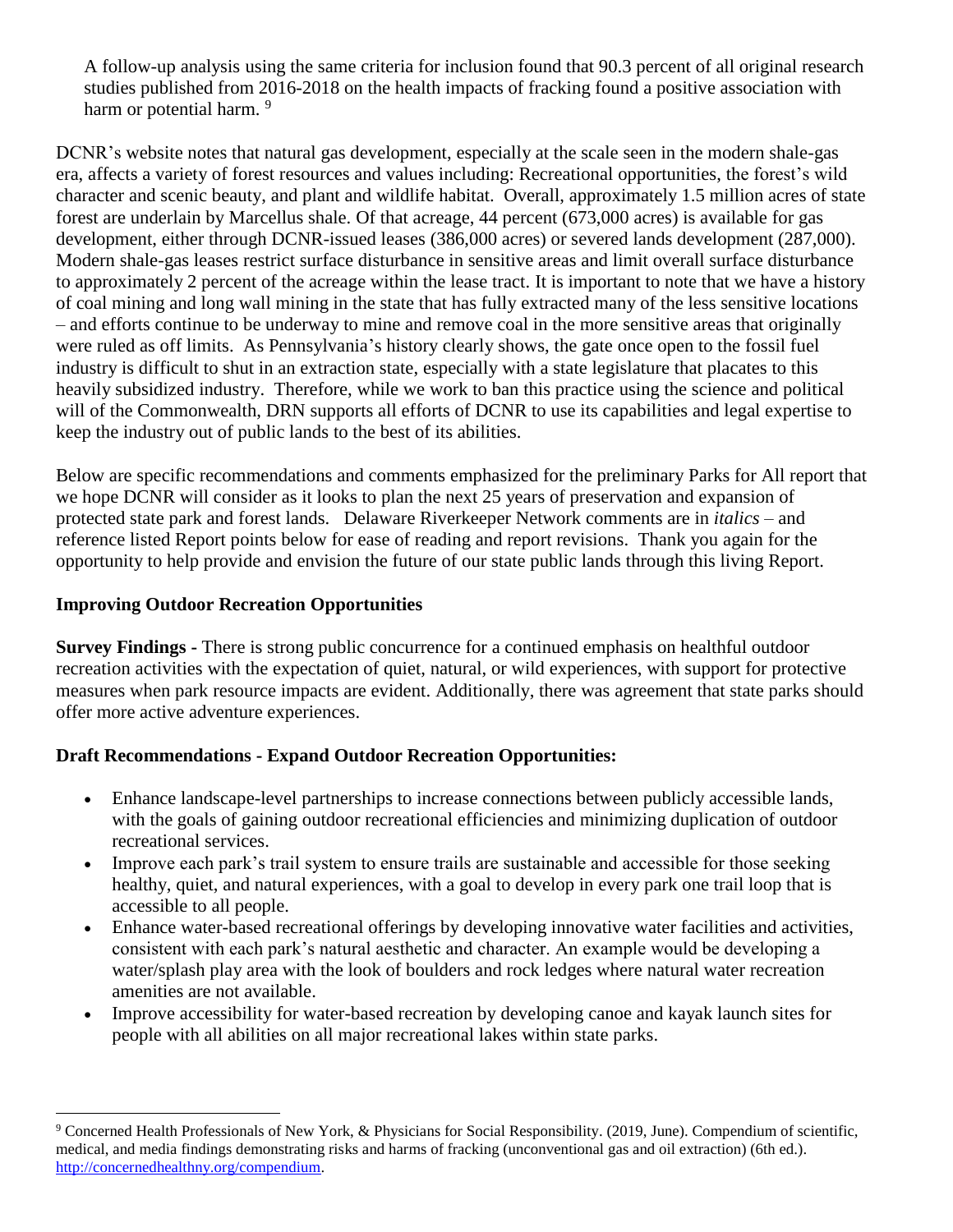A follow-up analysis using the same criteria for inclusion found that 90.3 percent of all original research studies published from 2016-2018 on the health impacts of fracking found a positive association with harm or potential harm. [9]

DCNR's website notes that natural gas development, especially at the scale seen in the modern shale-gas era, affects a variety of forest resources and values including: Recreational opportunities, the forest's wild character and scenic beauty, and plant and wildlife habitat. Overall, approximately 1.5 million acres of state forest are underlain by Marcellus shale. Of that acreage, 44 percent (673,000 acres) is available for gas development, either through DCNR-issued leases (386,000 acres) or severed lands development (287,000). Modern shale-gas leases restrict surface disturbance in sensitive areas and limit overall surface disturbance to approximately 2 percent of the acreage within the lease tract. It is important to note that we have a history of coal mining and long wall mining in the state that has fully extracted many of the less sensitive locations – and efforts continue to be underway to mine and remove coal in the more sensitive areas that originally were ruled as off limits. As Pennsylvania's history clearly shows, the gate once open to the fossil fuel industry is difficult to shut in an extraction state, especially with a state legislature that placates to this heavily subsidized industry. Therefore, while we work to ban this practice using the science and political will of the Commonwealth, DRN supports all efforts of DCNR to use its capabilities and legal expertise to keep the industry out of public lands to the best of its abilities.

Below are specific recommendations and comments emphasized for the preliminary Parks for All report that we hope DCNR will consider as it looks to plan the next 25 years of preservation and expansion of protected state park and forest lands. Delaware Riverkeeper Network comments are in *italics* – and reference listed Report points below for ease of reading and report revisions. Thank you again for the opportunity to help provide and envision the future of our state public lands through this living Report.

**Improving Outdoor Recreation Opportunities**

**Survey Findings -** There is strong public concurrence for a continued emphasis on healthful outdoor recreation activities with the expectation of quiet, natural, or wild experiences, with support for protective measures when park resource impacts are evident. Additionally, there was agreement that state parks should offer more active adventure experiences.

**Draft Recommendations - Expand Outdoor Recreation Opportunities:**

- Enhance landscape-level partnerships to increase connections between publicly accessible lands, with the goals of gaining outdoor recreational efficiencies and minimizing duplication of outdoor recreational services.
- Improve each park's trail system to ensure trails are sustainable and accessible for those seeking healthy, quiet, and natural experiences, with a goal to develop in every park one trail loop that is accessible to all people.
- Enhance water-based recreational offerings by developing innovative water facilities and activities, consistent with each park's natural aesthetic and character. An example would be developing a water/splash play area with the look of boulders and rock ledges where natural water recreation amenities are not available.
- Improve accessibility for water-based recreation by developing canoe and kayak launch sites for people with all abilities on all major recreational lakes within state parks.

[9] Concerned Health Professionals of New York, & Physicians for Social Responsibility. (2019, June). Compendium of scientific, medical, and media findings demonstrating risks and harms of fracking (unconventional gas and oil extraction) (6th ed.). http://concernedhealthny.org/compendium.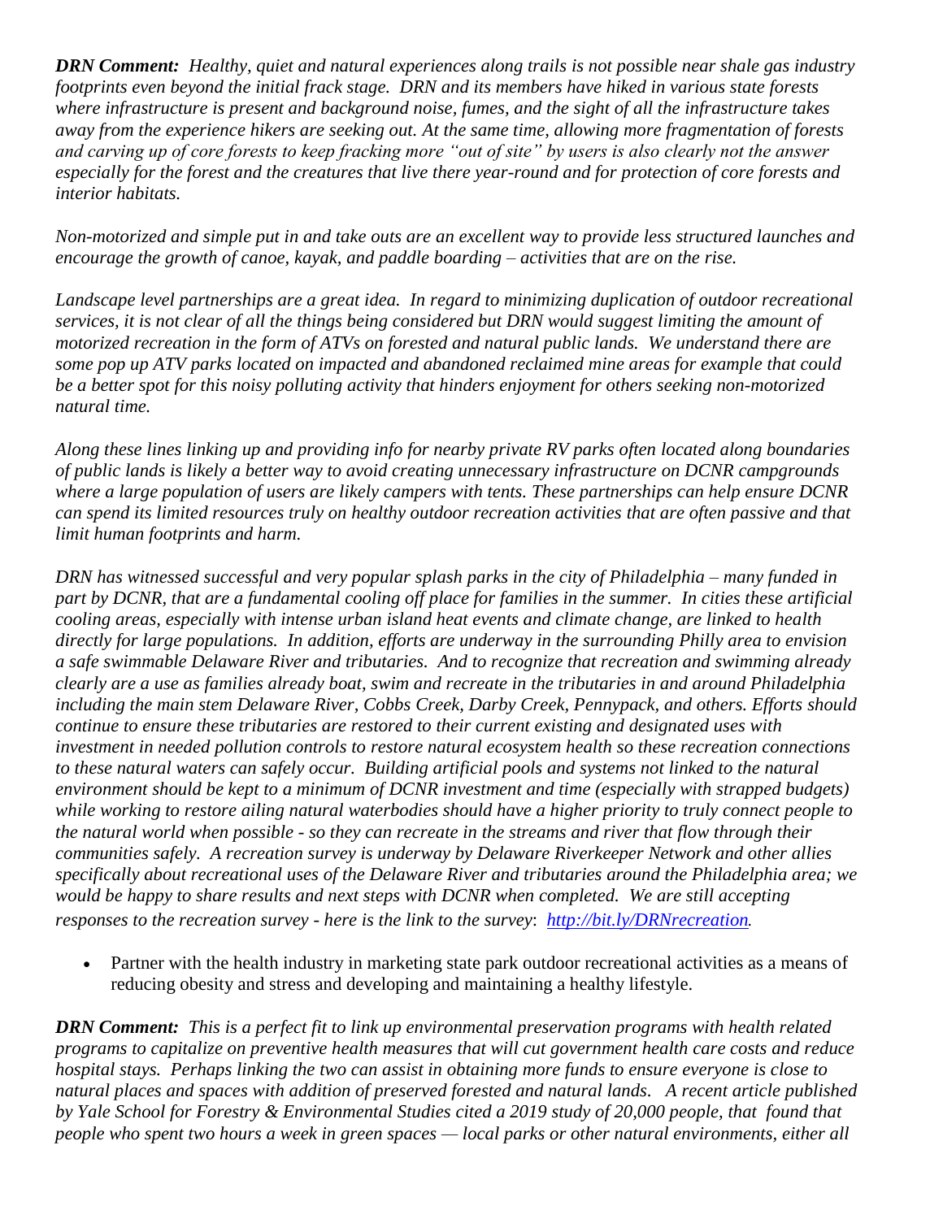***DRN Comment:*** *Healthy, quiet and natural experiences along trails is not possible near shale gas industry footprints even beyond the initial frack stage. DRN and its members have hiked in various state forests where infrastructure is present and background noise, fumes, and the sight of all the infrastructure takes away from the experience hikers are seeking out. At the same time, allowing more fragmentation of forests and carving up of core forests to keep fracking more "out of site" by users is also clearly not the answer especially for the forest and the creatures that live there year-round and for protection of core forests and interior habitats.*

*Non-motorized and simple put in and take outs are an excellent way to provide less structured launches and encourage the growth of canoe, kayak, and paddle boarding – activities that are on the rise.*

*Landscape level partnerships are a great idea. In regard to minimizing duplication of outdoor recreational services, it is not clear of all the things being considered but DRN would suggest limiting the amount of motorized recreation in the form of ATVs on forested and natural public lands. We understand there are some pop up ATV parks located on impacted and abandoned reclaimed mine areas for example that could be a better spot for this noisy polluting activity that hinders enjoyment for others seeking non-motorized natural time.*

*Along these lines linking up and providing info for nearby private RV parks often located along boundaries of public lands is likely a better way to avoid creating unnecessary infrastructure on DCNR campgrounds where a large population of users are likely campers with tents. These partnerships can help ensure DCNR can spend its limited resources truly on healthy outdoor recreation activities that are often passive and that limit human footprints and harm.*

*DRN has witnessed successful and very popular splash parks in the city of Philadelphia – many funded in part by DCNR, that are a fundamental cooling off place for families in the summer. In cities these artificial cooling areas, especially with intense urban island heat events and climate change, are linked to health directly for large populations. In addition, efforts are underway in the surrounding Philly area to envision a safe swimmable Delaware River and tributaries. And to recognize that recreation and swimming already clearly are a use as families already boat, swim and recreate in the tributaries in and around Philadelphia including the main stem Delaware River, Cobbs Creek, Darby Creek, Pennypack, and others. Efforts should continue to ensure these tributaries are restored to their current existing and designated uses with investment in needed pollution controls to restore natural ecosystem health so these recreation connections to these natural waters can safely occur. Building artificial pools and systems not linked to the natural environment should be kept to a minimum of DCNR investment and time (especially with strapped budgets) while working to restore ailing natural waterbodies should have a higher priority to truly connect people to the natural world when possible - so they can recreate in the streams and river that flow through their communities safely. A recreation survey is underway by Delaware Riverkeeper Network and other allies specifically about recreational uses of the Delaware River and tributaries around the Philadelphia area; we would be happy to share results and next steps with DCNR when completed. We are still accepting responses to the recreation survey - here is the link to the survey: [http://bit.ly/DRNrecreation](http://bit.ly/DRNrecreation).*

- Partner with the health industry in marketing state park outdoor recreational activities as a means of reducing obesity and stress and developing and maintaining a healthy lifestyle.

***DRN Comment:*** *This is a perfect fit to link up environmental preservation programs with health related programs to capitalize on preventive health measures that will cut government health care costs and reduce hospital stays. Perhaps linking the two can assist in obtaining more funds to ensure everyone is close to natural places and spaces with addition of preserved forested and natural lands. A recent article published by Yale School for Forestry & Environmental Studies cited a 2019 study of 20,000 people, that found that people who spent two hours a week in green spaces — local parks or other natural environments, either all*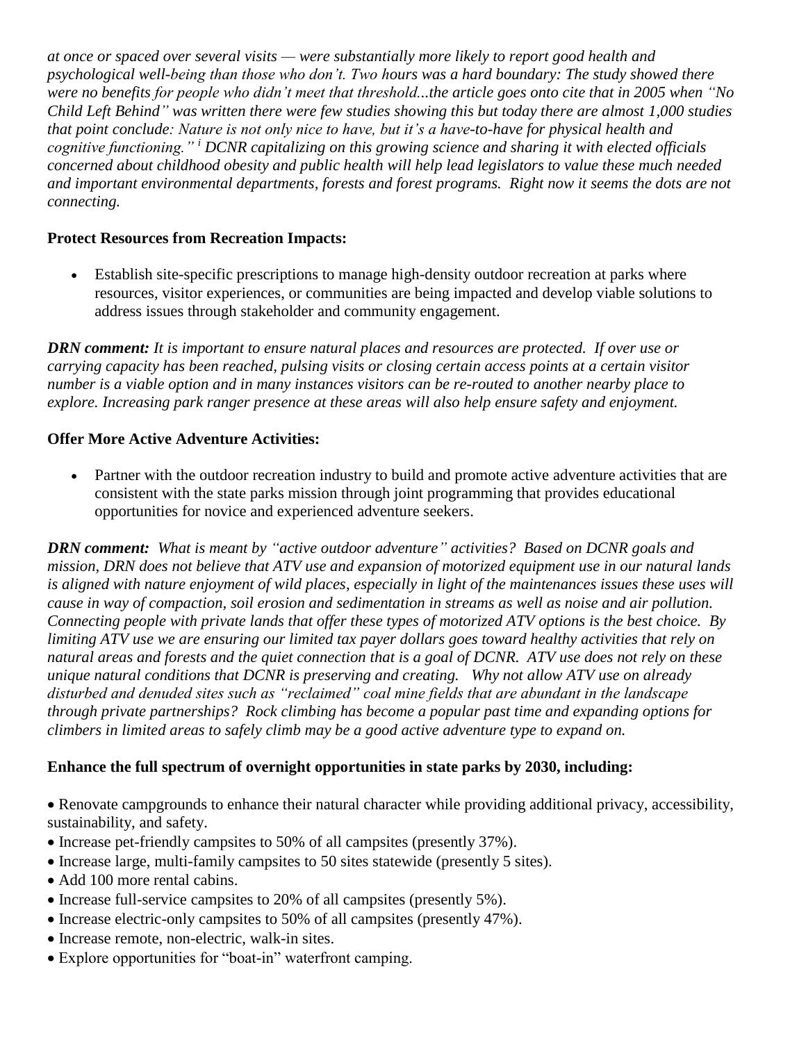*at once or spaced over several visits — were substantially more likely to report good health and psychological well-being than those who don't. Two hours was a hard boundary: The study showed there were no benefits for people who didn't meet that threshold...the article goes onto cite that in 2005 when "No Child Left Behind" was written there were few studies showing this but today there are almost 1,000 studies that point conclude: Nature is not only nice to have, but it's a have-to-have for physical health and cognitive functioning."* [i] *DCNR capitalizing on this growing science and sharing it with elected officials concerned about childhood obesity and public health will help lead legislators to value these much needed and important environmental departments, forests and forest programs. Right now it seems the dots are not connecting.*

**Protect Resources from Recreation Impacts:**

- Establish site-specific prescriptions to manage high-density outdoor recreation at parks where resources, visitor experiences, or communities are being impacted and develop viable solutions to address issues through stakeholder and community engagement.

***DRN comment:*** *It is important to ensure natural places and resources are protected. If over use or carrying capacity has been reached, pulsing visits or closing certain access points at a certain visitor number is a viable option and in many instances visitors can be re-routed to another nearby place to explore. Increasing park ranger presence at these areas will also help ensure safety and enjoyment.*

**Offer More Active Adventure Activities:**

- Partner with the outdoor recreation industry to build and promote active adventure activities that are consistent with the state parks mission through joint programming that provides educational opportunities for novice and experienced adventure seekers.

***DRN comment:*** *What is meant by "active outdoor adventure" activities? Based on DCNR goals and mission, DRN does not believe that ATV use and expansion of motorized equipment use in our natural lands is aligned with nature enjoyment of wild places, especially in light of the maintenances issues these uses will cause in way of compaction, soil erosion and sedimentation in streams as well as noise and air pollution. Connecting people with private lands that offer these types of motorized ATV options is the best choice. By limiting ATV use we are ensuring our limited tax payer dollars goes toward healthy activities that rely on natural areas and forests and the quiet connection that is a goal of DCNR. ATV use does not rely on these unique natural conditions that DCNR is preserving and creating. Why not allow ATV use on already disturbed and denuded sites such as "reclaimed" coal mine fields that are abundant in the landscape through private partnerships? Rock climbing has become a popular past time and expanding options for climbers in limited areas to safely climb may be a good active adventure type to expand on.*

**Enhance the full spectrum of overnight opportunities in state parks by 2030, including:**

- Renovate campgrounds to enhance their natural character while providing additional privacy, accessibility, sustainability, and safety.
- Increase pet-friendly campsites to 50% of all campsites (presently 37%).
- Increase large, multi-family campsites to 50 sites statewide (presently 5 sites).
- Add 100 more rental cabins.
- Increase full-service campsites to 20% of all campsites (presently 5%).
- Increase electric-only campsites to 50% of all campsites (presently 47%).
- Increase remote, non-electric, walk-in sites.
- Explore opportunities for "boat-in" waterfront camping.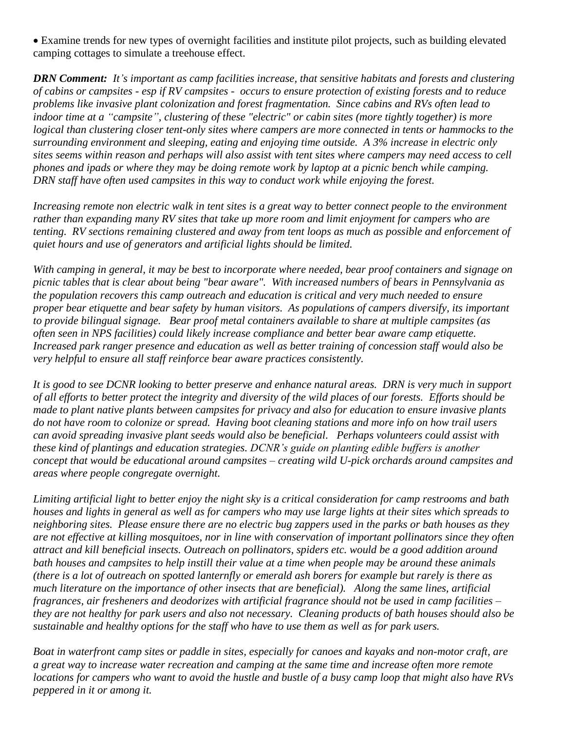- Examine trends for new types of overnight facilities and institute pilot projects, such as building elevated camping cottages to simulate a treehouse effect.

***DRN Comment:*** *It's important as camp facilities increase, that sensitive habitats and forests and clustering of cabins or campsites - esp if RV campsites - occurs to ensure protection of existing forests and to reduce problems like invasive plant colonization and forest fragmentation. Since cabins and RVs often lead to indoor time at a "campsite", clustering of these "electric" or cabin sites (more tightly together) is more logical than clustering closer tent-only sites where campers are more connected in tents or hammocks to the surrounding environment and sleeping, eating and enjoying time outside. A 3% increase in electric only sites seems within reason and perhaps will also assist with tent sites where campers may need access to cell phones and ipads or where they may be doing remote work by laptop at a picnic bench while camping. DRN staff have often used campsites in this way to conduct work while enjoying the forest.*

*Increasing remote non electric walk in tent sites is a great way to better connect people to the environment rather than expanding many RV sites that take up more room and limit enjoyment for campers who are tenting. RV sections remaining clustered and away from tent loops as much as possible and enforcement of quiet hours and use of generators and artificial lights should be limited.*

*With camping in general, it may be best to incorporate where needed, bear proof containers and signage on picnic tables that is clear about being "bear aware". With increased numbers of bears in Pennsylvania as the population recovers this camp outreach and education is critical and very much needed to ensure proper bear etiquette and bear safety by human visitors. As populations of campers diversify, its important to provide bilingual signage. Bear proof metal containers available to share at multiple campsites (as often seen in NPS facilities) could likely increase compliance and better bear aware camp etiquette. Increased park ranger presence and education as well as better training of concession staff would also be very helpful to ensure all staff reinforce bear aware practices consistently.*

*It is good to see DCNR looking to better preserve and enhance natural areas. DRN is very much in support of all efforts to better protect the integrity and diversity of the wild places of our forests. Efforts should be made to plant native plants between campsites for privacy and also for education to ensure invasive plants do not have room to colonize or spread. Having boot cleaning stations and more info on how trail users can avoid spreading invasive plant seeds would also be beneficial. Perhaps volunteers could assist with these kind of plantings and education strategies. DCNR's guide on planting edible buffers is another concept that would be educational around campsites – creating wild U-pick orchards around campsites and areas where people congregate overnight.*

*Limiting artificial light to better enjoy the night sky is a critical consideration for camp restrooms and bath houses and lights in general as well as for campers who may use large lights at their sites which spreads to neighboring sites. Please ensure there are no electric bug zappers used in the parks or bath houses as they are not effective at killing mosquitoes, nor in line with conservation of important pollinators since they often attract and kill beneficial insects. Outreach on pollinators, spiders etc. would be a good addition around bath houses and campsites to help instill their value at a time when people may be around these animals (there is a lot of outreach on spotted lanternfly or emerald ash borers for example but rarely is there as much literature on the importance of other insects that are beneficial). Along the same lines, artificial fragrances, air fresheners and deodorizes with artificial fragrance should not be used in camp facilities – they are not healthy for park users and also not necessary. Cleaning products of bath houses should also be sustainable and healthy options for the staff who have to use them as well as for park users.*

*Boat in waterfront camp sites or paddle in sites, especially for canoes and kayaks and non-motor craft, are a great way to increase water recreation and camping at the same time and increase often more remote locations for campers who want to avoid the hustle and bustle of a busy camp loop that might also have RVs peppered in it or among it.*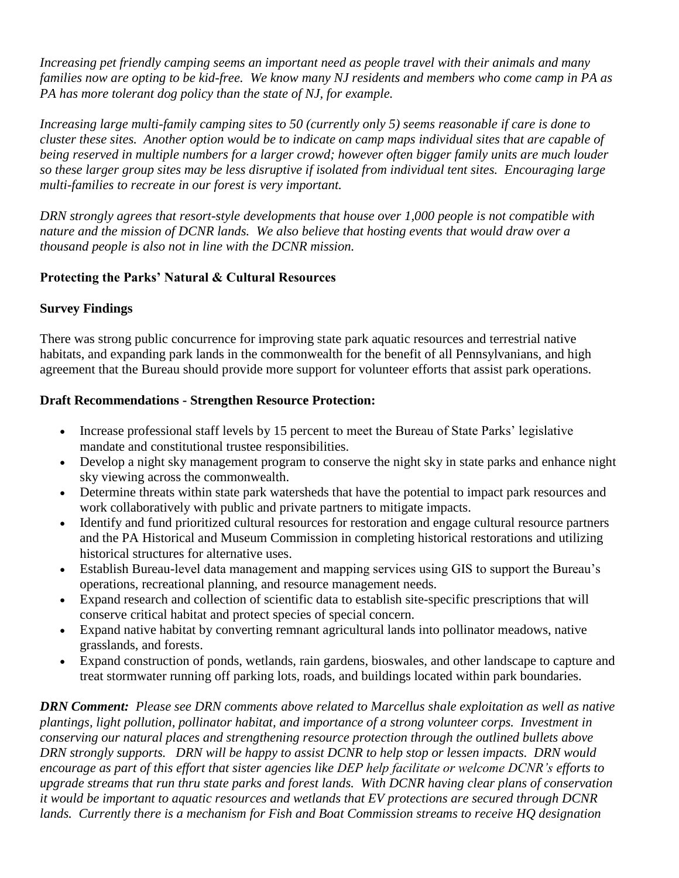*Increasing pet friendly camping seems an important need as people travel with their animals and many families now are opting to be kid-free. We know many NJ residents and members who come camp in PA as PA has more tolerant dog policy than the state of NJ, for example.*

*Increasing large multi-family camping sites to 50 (currently only 5) seems reasonable if care is done to cluster these sites. Another option would be to indicate on camp maps individual sites that are capable of being reserved in multiple numbers for a larger crowd; however often bigger family units are much louder so these larger group sites may be less disruptive if isolated from individual tent sites. Encouraging large multi-families to recreate in our forest is very important.*

*DRN strongly agrees that resort-style developments that house over 1,000 people is not compatible with nature and the mission of DCNR lands. We also believe that hosting events that would draw over a thousand people is also not in line with the DCNR mission.*

**Protecting the Parks' Natural & Cultural Resources**

**Survey Findings**

There was strong public concurrence for improving state park aquatic resources and terrestrial native habitats, and expanding park lands in the commonwealth for the benefit of all Pennsylvanians, and high agreement that the Bureau should provide more support for volunteer efforts that assist park operations.

**Draft Recommendations - Strengthen Resource Protection:**

- Increase professional staff levels by 15 percent to meet the Bureau of State Parks' legislative mandate and constitutional trustee responsibilities.
- Develop a night sky management program to conserve the night sky in state parks and enhance night sky viewing across the commonwealth.
- Determine threats within state park watersheds that have the potential to impact park resources and work collaboratively with public and private partners to mitigate impacts.
- Identify and fund prioritized cultural resources for restoration and engage cultural resource partners and the PA Historical and Museum Commission in completing historical restorations and utilizing historical structures for alternative uses.
- Establish Bureau-level data management and mapping services using GIS to support the Bureau's operations, recreational planning, and resource management needs.
- Expand research and collection of scientific data to establish site-specific prescriptions that will conserve critical habitat and protect species of special concern.
- Expand native habitat by converting remnant agricultural lands into pollinator meadows, native grasslands, and forests.
- Expand construction of ponds, wetlands, rain gardens, bioswales, and other landscape to capture and treat stormwater running off parking lots, roads, and buildings located within park boundaries.

***DRN Comment:*** *Please see DRN comments above related to Marcellus shale exploitation as well as native plantings, light pollution, pollinator habitat, and importance of a strong volunteer corps. Investment in conserving our natural places and strengthening resource protection through the outlined bullets above DRN strongly supports. DRN will be happy to assist DCNR to help stop or lessen impacts. DRN would encourage as part of this effort that sister agencies like DEP help facilitate or welcome DCNR's efforts to upgrade streams that run thru state parks and forest lands. With DCNR having clear plans of conservation it would be important to aquatic resources and wetlands that EV protections are secured through DCNR lands. Currently there is a mechanism for Fish and Boat Commission streams to receive HQ designation*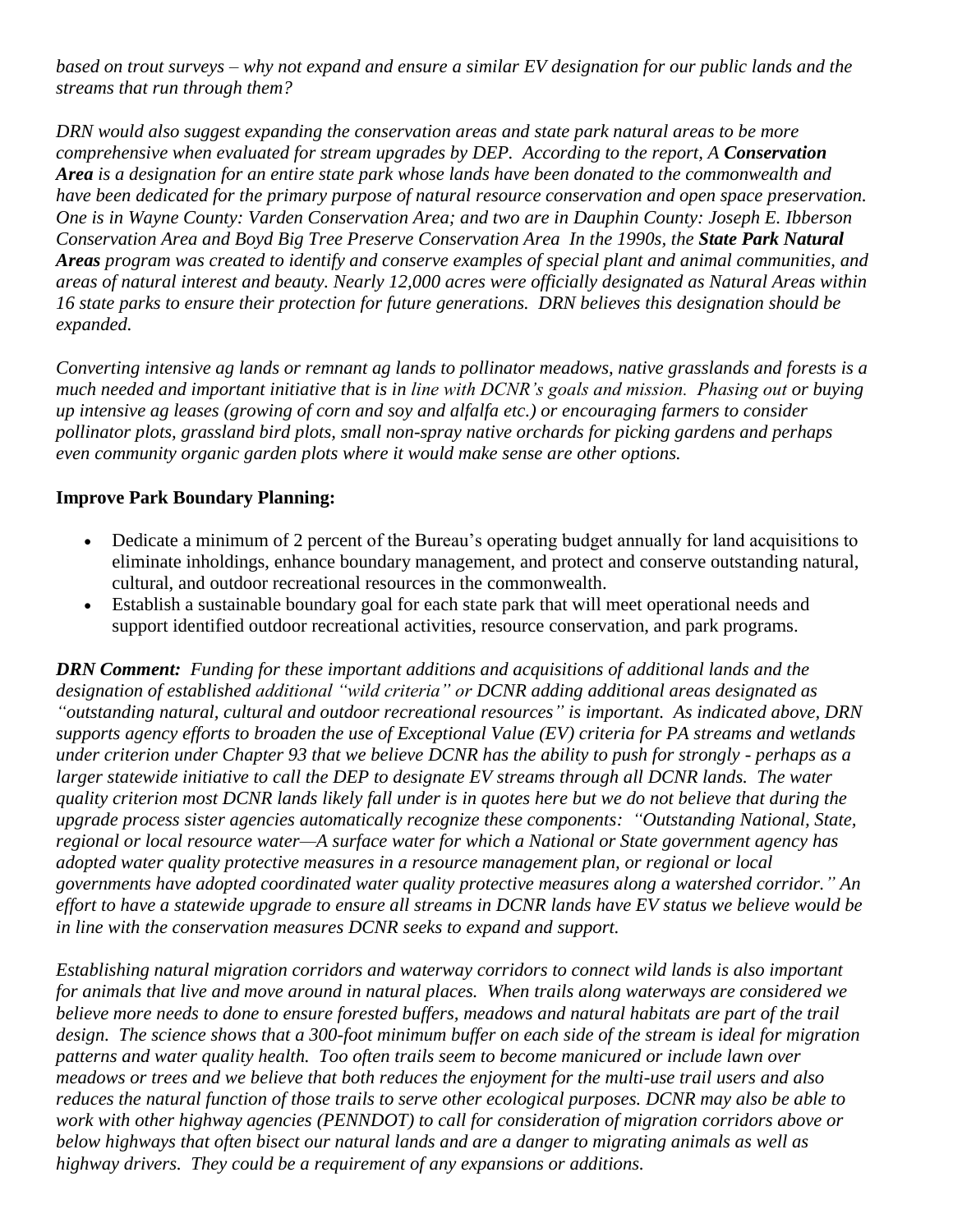*based on trout surveys – why not expand and ensure a similar EV designation for our public lands and the streams that run through them?*

*DRN would also suggest expanding the conservation areas and state park natural areas to be more comprehensive when evaluated for stream upgrades by DEP. According to the report, A* ***Conservation Area*** *is a designation for an entire state park whose lands have been donated to the commonwealth and have been dedicated for the primary purpose of natural resource conservation and open space preservation. One is in Wayne County: Varden Conservation Area; and two are in Dauphin County: Joseph E. Ibberson Conservation Area and Boyd Big Tree Preserve Conservation Area In the 1990s, the* ***State Park Natural Areas*** *program was created to identify and conserve examples of special plant and animal communities, and areas of natural interest and beauty. Nearly 12,000 acres were officially designated as Natural Areas within 16 state parks to ensure their protection for future generations. DRN believes this designation should be expanded.*

*Converting intensive ag lands or remnant ag lands to pollinator meadows, native grasslands and forests is a much needed and important initiative that is in line with DCNR's goals and mission. Phasing out or buying up intensive ag leases (growing of corn and soy and alfalfa etc.) or encouraging farmers to consider pollinator plots, grassland bird plots, small non-spray native orchards for picking gardens and perhaps even community organic garden plots where it would make sense are other options.*

**Improve Park Boundary Planning:**

- Dedicate a minimum of 2 percent of the Bureau's operating budget annually for land acquisitions to eliminate inholdings, enhance boundary management, and protect and conserve outstanding natural, cultural, and outdoor recreational resources in the commonwealth.
- Establish a sustainable boundary goal for each state park that will meet operational needs and support identified outdoor recreational activities, resource conservation, and park programs.

***DRN Comment:*** *Funding for these important additions and acquisitions of additional lands and the designation of established additional "wild criteria" or DCNR adding additional areas designated as "outstanding natural, cultural and outdoor recreational resources" is important. As indicated above, DRN supports agency efforts to broaden the use of Exceptional Value (EV) criteria for PA streams and wetlands under criterion under Chapter 93 that we believe DCNR has the ability to push for strongly - perhaps as a larger statewide initiative to call the DEP to designate EV streams through all DCNR lands. The water quality criterion most DCNR lands likely fall under is in quotes here but we do not believe that during the upgrade process sister agencies automatically recognize these components: "Outstanding National, State, regional or local resource water—A surface water for which a National or State government agency has adopted water quality protective measures in a resource management plan, or regional or local governments have adopted coordinated water quality protective measures along a watershed corridor." An effort to have a statewide upgrade to ensure all streams in DCNR lands have EV status we believe would be in line with the conservation measures DCNR seeks to expand and support.*

*Establishing natural migration corridors and waterway corridors to connect wild lands is also important for animals that live and move around in natural places. When trails along waterways are considered we believe more needs to done to ensure forested buffers, meadows and natural habitats are part of the trail design. The science shows that a 300-foot minimum buffer on each side of the stream is ideal for migration patterns and water quality health. Too often trails seem to become manicured or include lawn over meadows or trees and we believe that both reduces the enjoyment for the multi-use trail users and also reduces the natural function of those trails to serve other ecological purposes. DCNR may also be able to work with other highway agencies (PENNDOT) to call for consideration of migration corridors above or below highways that often bisect our natural lands and are a danger to migrating animals as well as highway drivers. They could be a requirement of any expansions or additions.*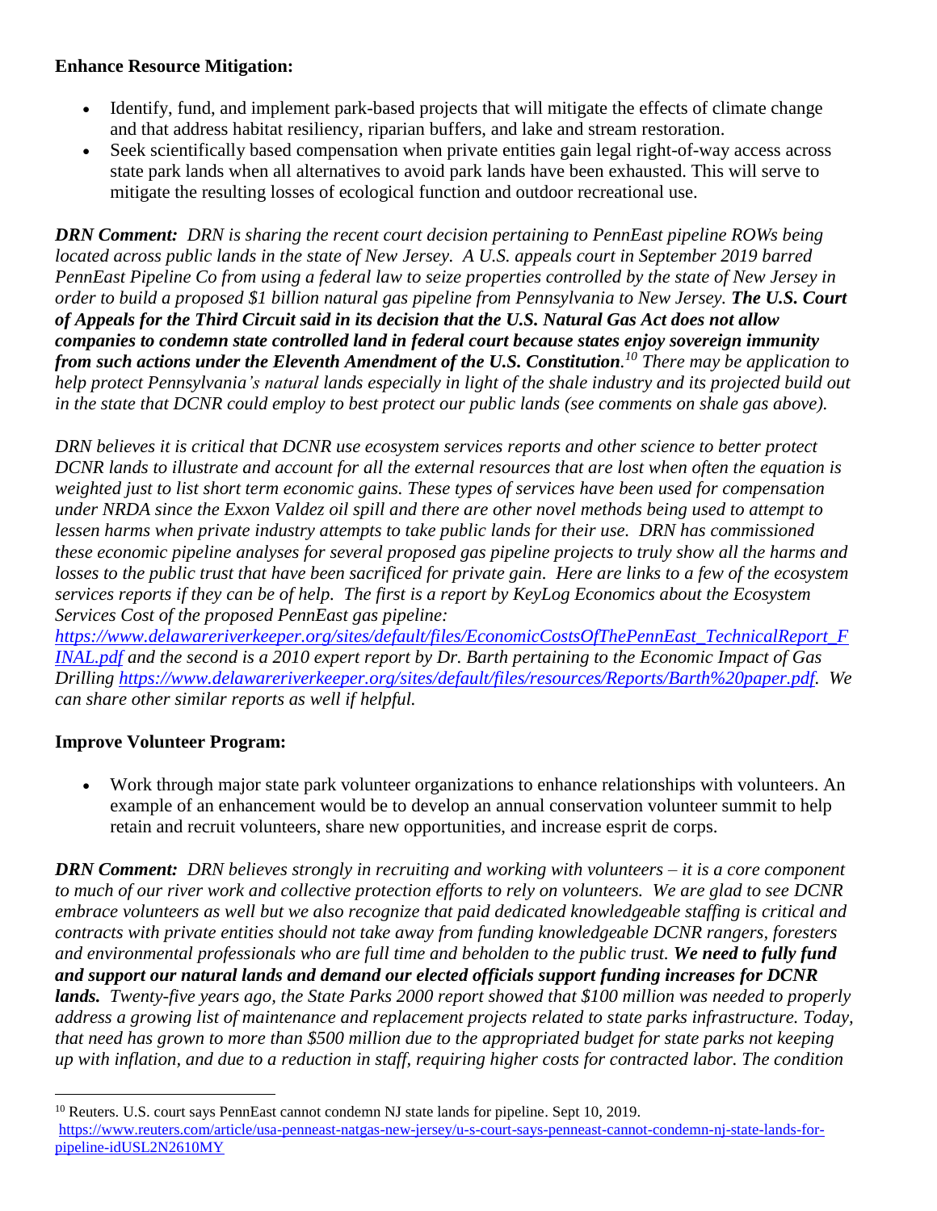**Enhance Resource Mitigation:**

- Identify, fund, and implement park-based projects that will mitigate the effects of climate change and that address habitat resiliency, riparian buffers, and lake and stream restoration.
- Seek scientifically based compensation when private entities gain legal right-of-way access across state park lands when all alternatives to avoid park lands have been exhausted. This will serve to mitigate the resulting losses of ecological function and outdoor recreational use.

***DRN Comment:*** *DRN is sharing the recent court decision pertaining to PennEast pipeline ROWs being located across public lands in the state of New Jersey. A U.S. appeals court in September 2019 barred PennEast Pipeline Co from using a federal law to seize properties controlled by the state of New Jersey in order to build a proposed $1 billion natural gas pipeline from Pennsylvania to New Jersey.* ***The U.S. Court of Appeals for the Third Circuit said in its decision that the U.S. Natural Gas Act does not allow companies to condemn state controlled land in federal court because states enjoy sovereign immunity from such actions under the Eleventh Amendment of the U.S. Constitution.***[10] *There may be application to help protect Pennsylvania's natural lands especially in light of the shale industry and its projected build out in the state that DCNR could employ to best protect our public lands (see comments on shale gas above).*

*DRN believes it is critical that DCNR use ecosystem services reports and other science to better protect DCNR lands to illustrate and account for all the external resources that are lost when often the equation is weighted just to list short term economic gains. These types of services have been used for compensation under NRDA since the Exxon Valdez oil spill and there are other novel methods being used to attempt to lessen harms when private industry attempts to take public lands for their use. DRN has commissioned these economic pipeline analyses for several proposed gas pipeline projects to truly show all the harms and losses to the public trust that have been sacrificed for private gain. Here are links to a few of the ecosystem services reports if they can be of help. The first is a report by KeyLog Economics about the Ecosystem Services Cost of the proposed PennEast gas pipeline: https://www.delawareriverkeeper.org/sites/default/files/EconomicCostsOfThePennEast_TechnicalReport_FINAL.pdf and the second is a 2010 expert report by Dr. Barth pertaining to the Economic Impact of Gas Drilling https://www.delawareriverkeeper.org/sites/default/files/resources/Reports/Barth%20paper.pdf. We can share other similar reports as well if helpful.*

**Improve Volunteer Program:**

- Work through major state park volunteer organizations to enhance relationships with volunteers. An example of an enhancement would be to develop an annual conservation volunteer summit to help retain and recruit volunteers, share new opportunities, and increase esprit de corps.

***DRN Comment:*** *DRN believes strongly in recruiting and working with volunteers – it is a core component to much of our river work and collective protection efforts to rely on volunteers. We are glad to see DCNR embrace volunteers as well but we also recognize that paid dedicated knowledgeable staffing is critical and contracts with private entities should not take away from funding knowledgeable DCNR rangers, foresters and environmental professionals who are full time and beholden to the public trust.* ***We need to fully fund and support our natural lands and demand our elected officials support funding increases for DCNR lands.*** *Twenty-five years ago, the State Parks 2000 report showed that $100 million was needed to properly address a growing list of maintenance and replacement projects related to state parks infrastructure. Today, that need has grown to more than $500 million due to the appropriated budget for state parks not keeping up with inflation, and due to a reduction in staff, requiring higher costs for contracted labor. The condition*

---

[10] Reuters. U.S. court says PennEast cannot condemn NJ state lands for pipeline. Sept 10, 2019. https://www.reuters.com/article/usa-penneast-natgas-new-jersey/u-s-court-says-penneast-cannot-condemn-nj-state-lands-for-pipeline-idUSL2N2610MY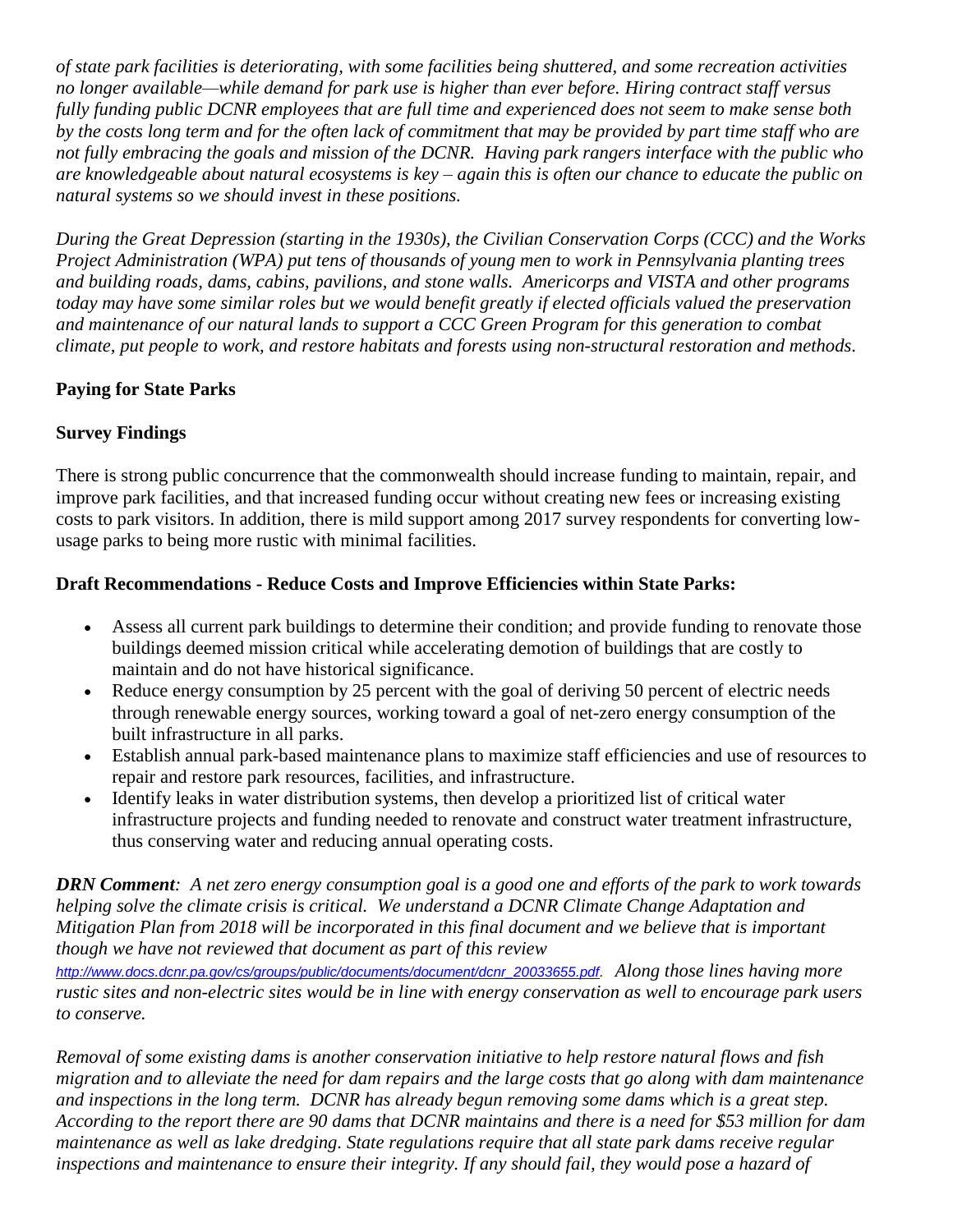*of state park facilities is deteriorating, with some facilities being shuttered, and some recreation activities no longer available—while demand for park use is higher than ever before. Hiring contract staff versus fully funding public DCNR employees that are full time and experienced does not seem to make sense both by the costs long term and for the often lack of commitment that may be provided by part time staff who are not fully embracing the goals and mission of the DCNR. Having park rangers interface with the public who are knowledgeable about natural ecosystems is key – again this is often our chance to educate the public on natural systems so we should invest in these positions.*

*During the Great Depression (starting in the 1930s), the Civilian Conservation Corps (CCC) and the Works Project Administration (WPA) put tens of thousands of young men to work in Pennsylvania planting trees and building roads, dams, cabins, pavilions, and stone walls. Americorps and VISTA and other programs today may have some similar roles but we would benefit greatly if elected officials valued the preservation and maintenance of our natural lands to support a CCC Green Program for this generation to combat climate, put people to work, and restore habitats and forests using non-structural restoration and methods.*

**Paying for State Parks**

**Survey Findings**

There is strong public concurrence that the commonwealth should increase funding to maintain, repair, and improve park facilities, and that increased funding occur without creating new fees or increasing existing costs to park visitors. In addition, there is mild support among 2017 survey respondents for converting low-usage parks to being more rustic with minimal facilities.

**Draft Recommendations - Reduce Costs and Improve Efficiencies within State Parks:**

- Assess all current park buildings to determine their condition; and provide funding to renovate those buildings deemed mission critical while accelerating demotion of buildings that are costly to maintain and do not have historical significance.
- Reduce energy consumption by 25 percent with the goal of deriving 50 percent of electric needs through renewable energy sources, working toward a goal of net-zero energy consumption of the built infrastructure in all parks.
- Establish annual park-based maintenance plans to maximize staff efficiencies and use of resources to repair and restore park resources, facilities, and infrastructure.
- Identify leaks in water distribution systems, then develop a prioritized list of critical water infrastructure projects and funding needed to renovate and construct water treatment infrastructure, thus conserving water and reducing annual operating costs.

***DRN Comment**: A net zero energy consumption goal is a good one and efforts of the park to work towards helping solve the climate crisis is critical. We understand a DCNR Climate Change Adaptation and Mitigation Plan from 2018 will be incorporated in this final document and we believe that is important though we have not reviewed that document as part of this review http://www.docs.dcnr.pa.gov/cs/groups/public/documents/document/dcnr_20033655.pdf. Along those lines having more rustic sites and non-electric sites would be in line with energy conservation as well to encourage park users to conserve.*

*Removal of some existing dams is another conservation initiative to help restore natural flows and fish migration and to alleviate the need for dam repairs and the large costs that go along with dam maintenance and inspections in the long term. DCNR has already begun removing some dams which is a great step. According to the report there are 90 dams that DCNR maintains and there is a need for $53 million for dam maintenance as well as lake dredging. State regulations require that all state park dams receive regular inspections and maintenance to ensure their integrity. If any should fail, they would pose a hazard of*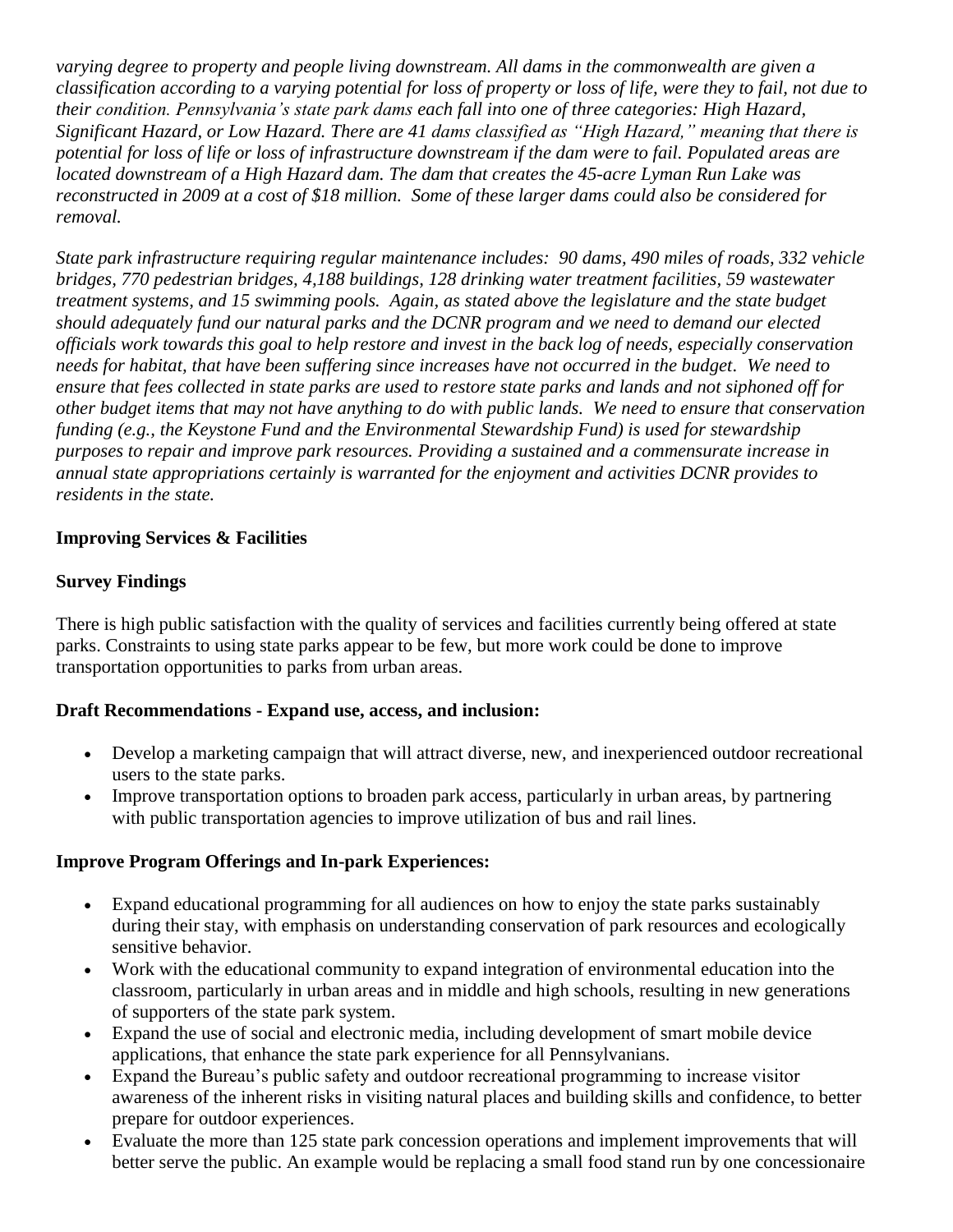*varying degree to property and people living downstream. All dams in the commonwealth are given a classification according to a varying potential for loss of property or loss of life, were they to fail, not due to their condition. Pennsylvania's state park dams each fall into one of three categories: High Hazard, Significant Hazard, or Low Hazard. There are 41 dams classified as "High Hazard," meaning that there is potential for loss of life or loss of infrastructure downstream if the dam were to fail. Populated areas are located downstream of a High Hazard dam. The dam that creates the 45-acre Lyman Run Lake was reconstructed in 2009 at a cost of $18 million. Some of these larger dams could also be considered for removal.*

*State park infrastructure requiring regular maintenance includes: 90 dams, 490 miles of roads, 332 vehicle bridges, 770 pedestrian bridges, 4,188 buildings, 128 drinking water treatment facilities, 59 wastewater treatment systems, and 15 swimming pools. Again, as stated above the legislature and the state budget should adequately fund our natural parks and the DCNR program and we need to demand our elected officials work towards this goal to help restore and invest in the back log of needs, especially conservation needs for habitat, that have been suffering since increases have not occurred in the budget. We need to ensure that fees collected in state parks are used to restore state parks and lands and not siphoned off for other budget items that may not have anything to do with public lands. We need to ensure that conservation funding (e.g., the Keystone Fund and the Environmental Stewardship Fund) is used for stewardship purposes to repair and improve park resources. Providing a sustained and a commensurate increase in annual state appropriations certainly is warranted for the enjoyment and activities DCNR provides to residents in the state.*

**Improving Services & Facilities**

**Survey Findings**

There is high public satisfaction with the quality of services and facilities currently being offered at state parks. Constraints to using state parks appear to be few, but more work could be done to improve transportation opportunities to parks from urban areas.

**Draft Recommendations - Expand use, access, and inclusion:**

- Develop a marketing campaign that will attract diverse, new, and inexperienced outdoor recreational users to the state parks.
- Improve transportation options to broaden park access, particularly in urban areas, by partnering with public transportation agencies to improve utilization of bus and rail lines.

**Improve Program Offerings and In-park Experiences:**

- Expand educational programming for all audiences on how to enjoy the state parks sustainably during their stay, with emphasis on understanding conservation of park resources and ecologically sensitive behavior.
- Work with the educational community to expand integration of environmental education into the classroom, particularly in urban areas and in middle and high schools, resulting in new generations of supporters of the state park system.
- Expand the use of social and electronic media, including development of smart mobile device applications, that enhance the state park experience for all Pennsylvanians.
- Expand the Bureau's public safety and outdoor recreational programming to increase visitor awareness of the inherent risks in visiting natural places and building skills and confidence, to better prepare for outdoor experiences.
- Evaluate the more than 125 state park concession operations and implement improvements that will better serve the public. An example would be replacing a small food stand run by one concessionaire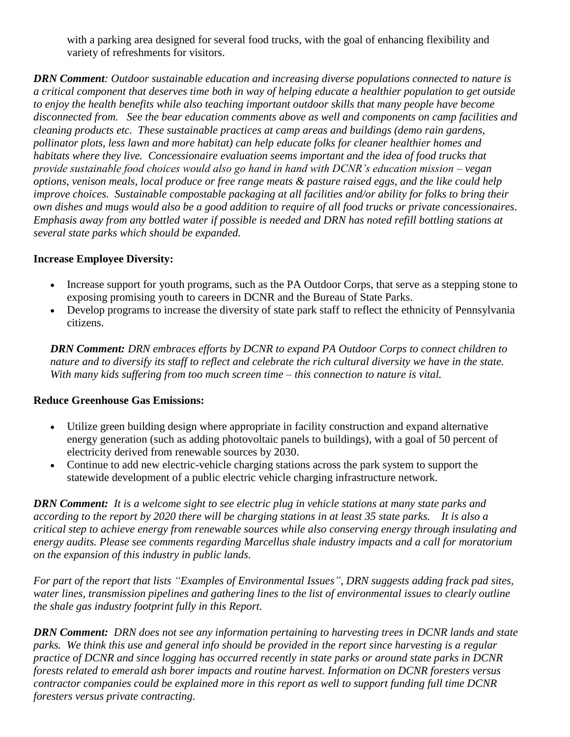with a parking area designed for several food trucks, with the goal of enhancing flexibility and variety of refreshments for visitors.

***DRN Comment****: Outdoor sustainable education and increasing diverse populations connected to nature is a critical component that deserves time both in way of helping educate a healthier population to get outside to enjoy the health benefits while also teaching important outdoor skills that many people have become disconnected from. See the bear education comments above as well and components on camp facilities and cleaning products etc. These sustainable practices at camp areas and buildings (demo rain gardens, pollinator plots, less lawn and more habitat) can help educate folks for cleaner healthier homes and habitats where they live. Concessionaire evaluation seems important and the idea of food trucks that provide sustainable food choices would also go hand in hand with DCNR's education mission – vegan options, venison meals, local produce or free range meats & pasture raised eggs, and the like could help improve choices. Sustainable compostable packaging at all facilities and/or ability for folks to bring their own dishes and mugs would also be a good addition to require of all food trucks or private concessionaires. Emphasis away from any bottled water if possible is needed and DRN has noted refill bottling stations at several state parks which should be expanded.*

**Increase Employee Diversity:**

- Increase support for youth programs, such as the PA Outdoor Corps, that serve as a stepping stone to exposing promising youth to careers in DCNR and the Bureau of State Parks.
- Develop programs to increase the diversity of state park staff to reflect the ethnicity of Pennsylvania citizens.

***DRN Comment:*** *DRN embraces efforts by DCNR to expand PA Outdoor Corps to connect children to nature and to diversify its staff to reflect and celebrate the rich cultural diversity we have in the state. With many kids suffering from too much screen time – this connection to nature is vital.*

**Reduce Greenhouse Gas Emissions:**

- Utilize green building design where appropriate in facility construction and expand alternative energy generation (such as adding photovoltaic panels to buildings), with a goal of 50 percent of electricity derived from renewable sources by 2030.
- Continue to add new electric-vehicle charging stations across the park system to support the statewide development of a public electric vehicle charging infrastructure network.

***DRN Comment:*** *It is a welcome sight to see electric plug in vehicle stations at many state parks and according to the report by 2020 there will be charging stations in at least 35 state parks. It is also a critical step to achieve energy from renewable sources while also conserving energy through insulating and energy audits. Please see comments regarding Marcellus shale industry impacts and a call for moratorium on the expansion of this industry in public lands.*

*For part of the report that lists "Examples of Environmental Issues", DRN suggests adding frack pad sites, water lines, transmission pipelines and gathering lines to the list of environmental issues to clearly outline the shale gas industry footprint fully in this Report.*

***DRN Comment:*** *DRN does not see any information pertaining to harvesting trees in DCNR lands and state parks. We think this use and general info should be provided in the report since harvesting is a regular practice of DCNR and since logging has occurred recently in state parks or around state parks in DCNR forests related to emerald ash borer impacts and routine harvest. Information on DCNR foresters versus contractor companies could be explained more in this report as well to support funding full time DCNR foresters versus private contracting.*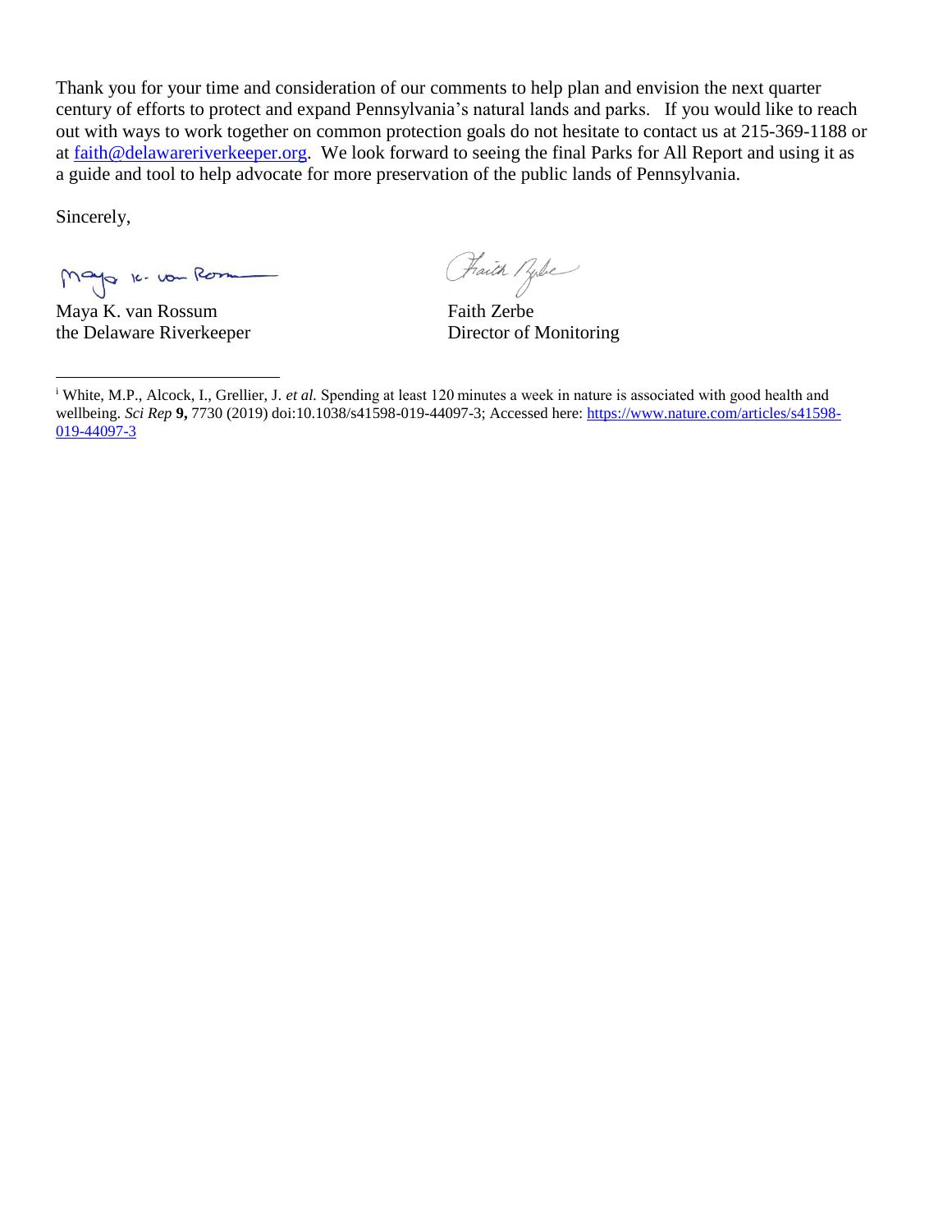Thank you for your time and consideration of our comments to help plan and envision the next quarter century of efforts to protect and expand Pennsylvania's natural lands and parks. If you would like to reach out with ways to work together on common protection goals do not hesitate to contact us at 215-369-1188 or at faith@delawareriverkeeper.org. We look forward to seeing the final Parks for All Report and using it as a guide and tool to help advocate for more preservation of the public lands of Pennsylvania.

Sincerely,

Maya K. van Rossum
the Delaware Riverkeeper

Faith Zerbe
Director of Monitoring

---

[i] White, M.P., Alcock, I., Grellier, J. *et al.* Spending at least 120 minutes a week in nature is associated with good health and wellbeing. *Sci Rep* **9,** 7730 (2019) doi:10.1038/s41598-019-44097-3; Accessed here: https://www.nature.com/articles/s41598-019-44097-3